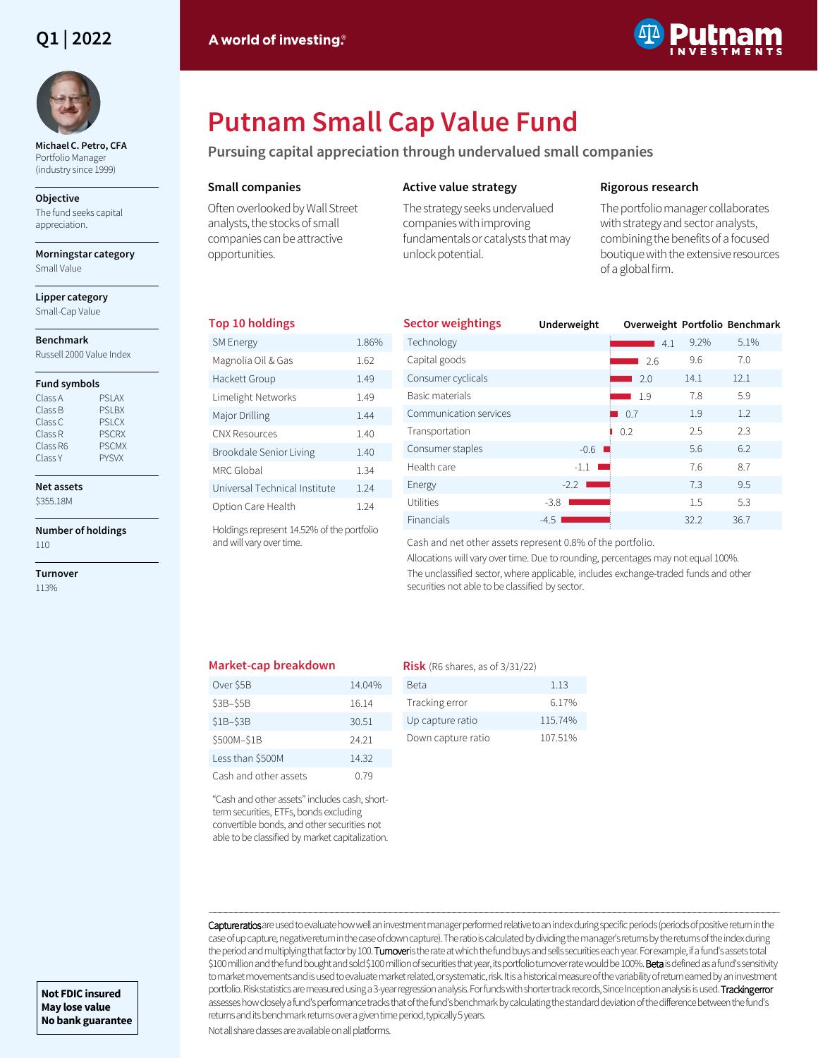Q1 | 2022

A world of investing.®

# Putnam Small Cap Value Fund

## Pursuing capital appreciation through undervalued small companies

**Michael C. Petro, CFA**
Portfolio Manager
(industry since 1999)

**Objective**
The fund seeks capital appreciation.

**Morningstar category**
Small Value

**Lipper category**
Small-Cap Value

**Benchmark**
Russell 2000 Value Index

**Fund symbols**

| Class | Symbol |
|---|---|
| Class A | PSLAX |
| Class B | PSLBX |
| Class C | PSLCX |
| Class R | PSCRX |
| Class R6 | PSCMX |
| Class Y | PYSVX |

**Net assets**
$355.18M

**Number of holdings**
110

**Turnover**
113%

### Small companies

Often overlooked by Wall Street analysts, the stocks of small companies can be attractive opportunities.

### Active value strategy

The strategy seeks undervalued companies with improving fundamentals or catalysts that may unlock potential.

### Rigorous research

The portfolio manager collaborates with strategy and sector analysts, combining the benefits of a focused boutique with the extensive resources of a global firm.

### Top 10 holdings

| Holding | % |
|---|---|
| SM Energy | 1.86% |
| Magnolia Oil & Gas | 1.62 |
| Hackett Group | 1.49 |
| Limelight Networks | 1.49 |
| Major Drilling | 1.44 |
| CNX Resources | 1.40 |
| Brookdale Senior Living | 1.40 |
| MRC Global | 1.34 |
| Universal Technical Institute | 1.24 |
| Option Care Health | 1.24 |

Holdings represent 14.52% of the portfolio and will vary over time.

### Sector weightings

| Sector | Underweight/Overweight | Portfolio | Benchmark |
|---|---|---|---|
| Technology | 4.1 | 9.2% | 5.1% |
| Capital goods | 2.6 | 9.6 | 7.0 |
| Consumer cyclicals | 2.0 | 14.1 | 12.1 |
| Basic materials | 1.9 | 7.8 | 5.9 |
| Communication services | 0.7 | 1.9 | 1.2 |
| Transportation | 0.2 | 2.5 | 2.3 |
| Consumer staples | -0.6 | 5.6 | 6.2 |
| Health care | -1.1 | 7.6 | 8.7 |
| Energy | -2.2 | 7.3 | 9.5 |
| Utilities | -3.8 | 1.5 | 5.3 |
| Financials | -4.5 | 32.2 | 36.7 |

Cash and net other assets represent 0.8% of the portfolio.

Allocations will vary over time. Due to rounding, percentages may not equal 100%.

The unclassified sector, where applicable, includes exchange-traded funds and other securities not able to be classified by sector.

### Market-cap breakdown

| Market cap | % |
|---|---|
| Over $5B | 14.04% |
| $3B–$5B | 16.14 |
| $1B–$3B | 30.51 |
| $500M–$1B | 24.21 |
| Less than $500M | 14.32 |
| Cash and other assets | 0.79 |

"Cash and other assets" includes cash, short-term securities, ETFs, bonds excluding convertible bonds, and other securities not able to be classified by market capitalization.

### Risk (R6 shares, as of 3/31/22)

| Measure | Value |
|---|---|
| Beta | 1.13 |
| Tracking error | 6.17% |
| Up capture ratio | 115.74% |
| Down capture ratio | 107.51% |

**Capture ratios** are used to evaluate how well an investment manager performed relative to an index during specific periods (periods of positive return in the case of up capture, negative return in the case of down capture). The ratio is calculated by dividing the manager's returns by the returns of the index during the period and multiplying that factor by 100. **Turnover** is the rate at which the fund buys and sells securities each year. For example, if a fund's assets total $100 million and the fund bought and sold $100 million of securities that year, its portfolio turnover rate would be 100%. **Beta** is defined as a fund's sensitivity to market movements and is used to evaluate market related, or systematic, risk. It is a historical measure of the variability of return earned by an investment portfolio. Risk statistics are measured using a 3-year regression analysis. For funds with shorter track records, Since Inception analysis is used. **Tracking error** assesses how closely a fund's performance tracks that of the fund's benchmark by calculating the standard deviation of the difference between the fund's returns and its benchmark returns over a given time period, typically 5 years.

Not all share classes are available on all platforms.

**Not FDIC insured**
**May lose value**
**No bank guarantee**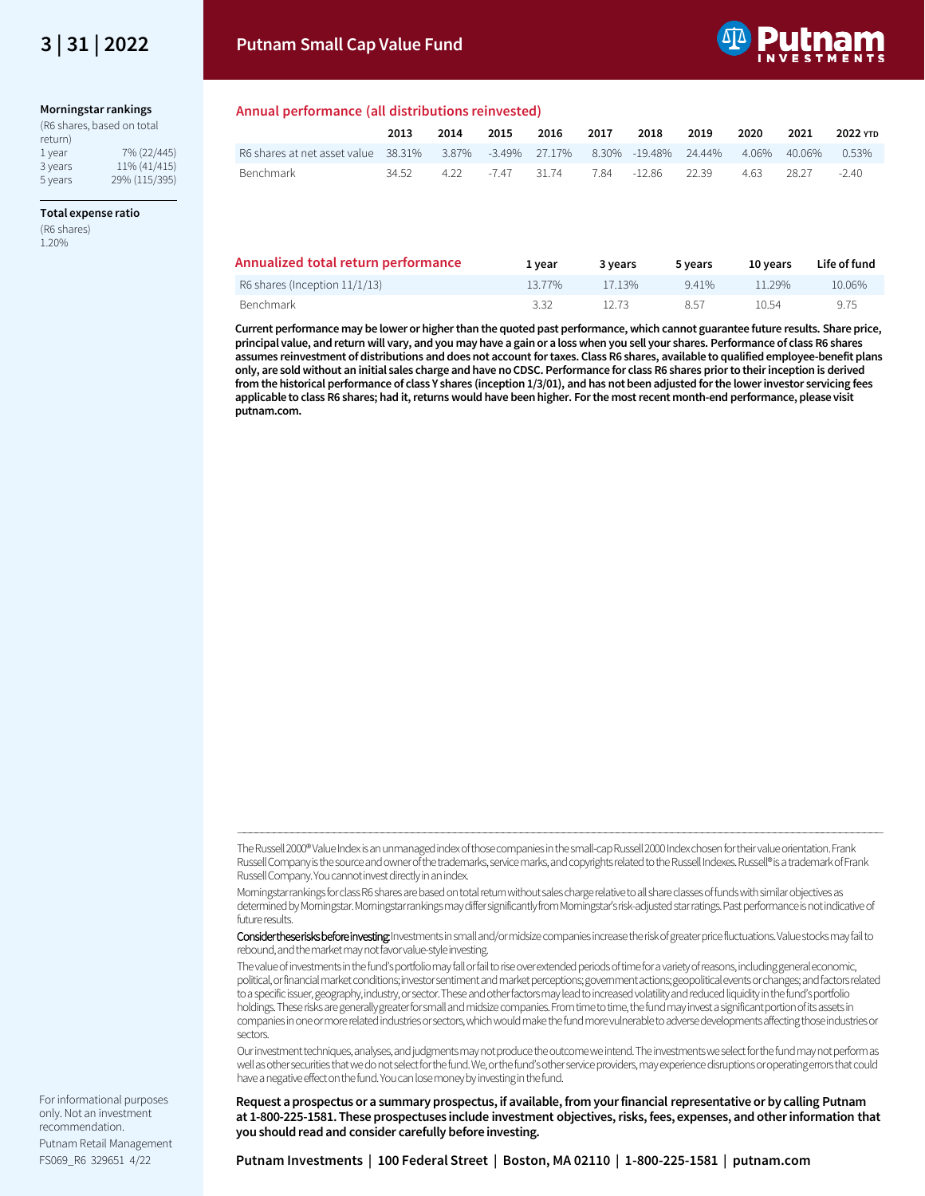**Morningstar rankings**

(R6 shares, based on total return)

| | |
|---|---|
| 1 year | 7% (22/445) |
| 3 years | 11% (41/415) |
| 5 years | 29% (115/395) |

**Total expense ratio**

(R6 shares)
1.20%

## Annual performance (all distributions reinvested)

| | 2013 | 2014 | 2015 | 2016 | 2017 | 2018 | 2019 | 2020 | 2021 | 2022 YTD |
|---|---|---|---|---|---|---|---|---|---|---|
| R6 shares at net asset value | 38.31% | 3.87% | -3.49% | 27.17% | 8.30% | -19.48% | 24.44% | 4.06% | 40.06% | 0.53% |
| Benchmark | 34.52 | 4.22 | -7.47 | 31.74 | 7.84 | -12.86 | 22.39 | 4.63 | 28.27 | -2.40 |

## Annualized total return performance

| | 1 year | 3 years | 5 years | 10 years | Life of fund |
|---|---|---|---|---|---|
| R6 shares (Inception 11/1/13) | 13.77% | 17.13% | 9.41% | 11.29% | 10.06% |
| Benchmark | 3.32 | 12.73 | 8.57 | 10.54 | 9.75 |

**Current performance may be lower or higher than the quoted past performance, which cannot guarantee future results. Share price, principal value, and return will vary, and you may have a gain or a loss when you sell your shares. Performance of class R6 shares assumes reinvestment of distributions and does not account for taxes. Class R6 shares, available to qualified employee-benefit plans only, are sold without an initial sales charge and have no CDSC. Performance for class R6 shares prior to their inception is derived from the historical performance of class Y shares (inception 1/3/01), and has not been adjusted for the lower investor servicing fees applicable to class R6 shares; had it, returns would have been higher. For the most recent month-end performance, please visit putnam.com.**

The Russell 2000® Value Index is an unmanaged index of those companies in the small-cap Russell 2000 Index chosen for their value orientation. Frank Russell Company is the source and owner of the trademarks, service marks, and copyrights related to the Russell Indexes. Russell® is a trademark of Frank Russell Company. You cannot invest directly in an index.

Morningstar rankings for class R6 shares are based on total return without sales charge relative to all share classes of funds with similar objectives as determined by Morningstar. Morningstar rankings may differ significantly from Morningstar's risk-adjusted star ratings. Past performance is not indicative of future results.

Consider these risks before investing: Investments in small and/or midsize companies increase the risk of greater price fluctuations. Value stocks may fail to rebound, and the market may not favor value-style investing.

The value of investments in the fund's portfolio may fall or fail to rise over extended periods of time for a variety of reasons, including general economic, political, or financial market conditions; investor sentiment and market perceptions; government actions; geopolitical events or changes; and factors related to a specific issuer, geography, industry, or sector. These and other factors may lead to increased volatility and reduced liquidity in the fund's portfolio holdings. These risks are generally greater for small and midsize companies. From time to time, the fund may invest a significant portion of its assets in companies in one or more related industries or sectors, which would make the fund more vulnerable to adverse developments affecting those industries or sectors.

Our investment techniques, analyses, and judgments may not produce the outcome we intend. The investments we select for the fund may not perform as well as other securities that we do not select for the fund. We, or the fund's other service providers, may experience disruptions or operating errors that could have a negative effect on the fund. You can lose money by investing in the fund.

**Request a prospectus or a summary prospectus, if available, from your financial representative or by calling Putnam at 1-800-225-1581. These prospectuses include investment objectives, risks, fees, expenses, and other information that you should read and consider carefully before investing.**

For informational purposes only. Not an investment recommendation.

Putnam Retail Management

FS069_R6 329651 4/22

**Putnam Investments | 100 Federal Street | Boston, MA 02110 | 1-800-225-1581 | putnam.com**